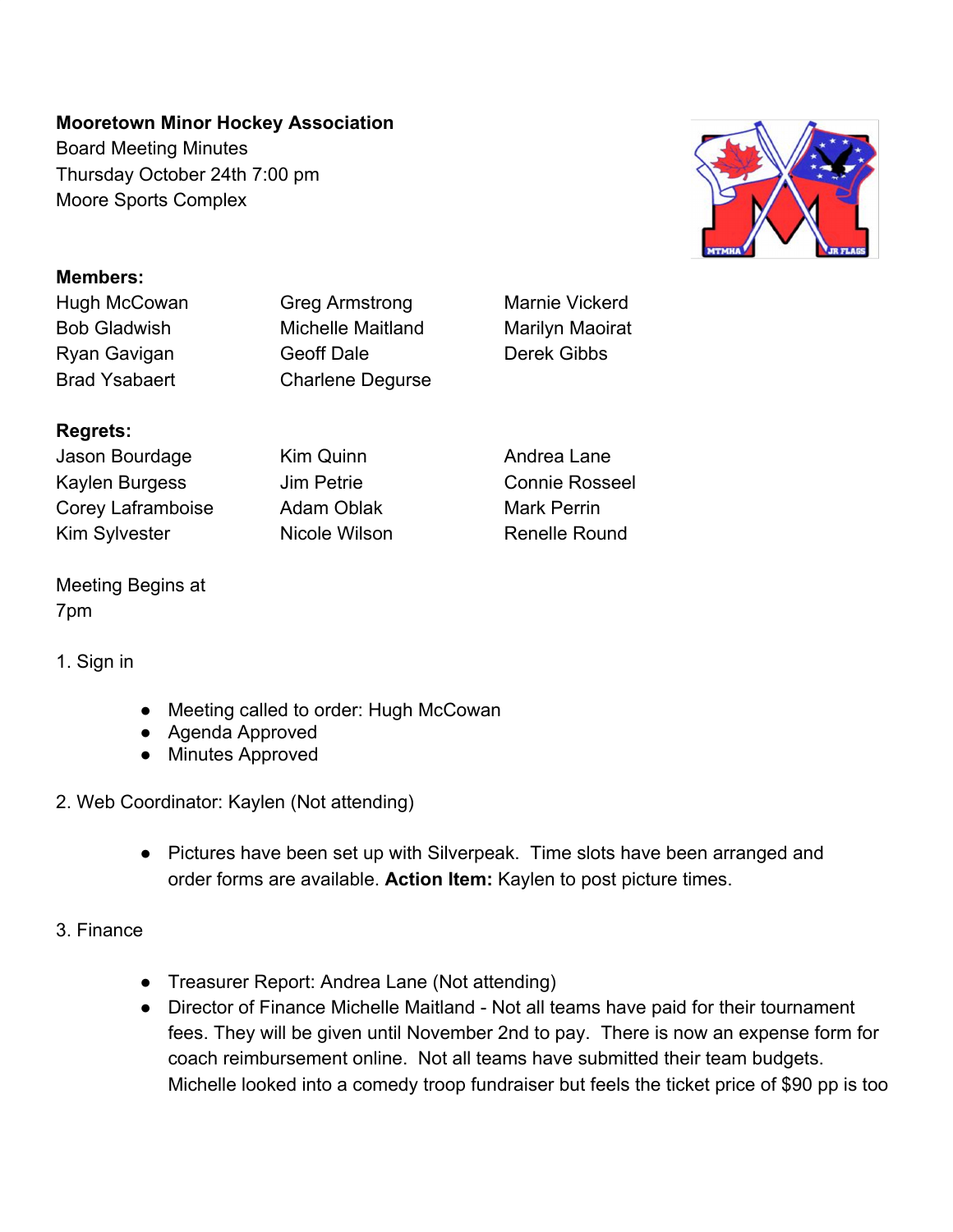**Mooretown Minor Hockey Association**
Board Meeting Minutes
Thursday October 24th 7:00 pm
Moore Sports Complex

**Members:**

| | | |
|---|---|---|
| Hugh McCowan | Greg Armstrong | Marnie Vickerd |
| Bob Gladwish | Michelle Maitland | Marilyn Maoirat |
| Ryan Gavigan | Geoff Dale | Derek Gibbs |
| Brad Ysabaert | Charlene Degurse | |

**Regrets:**

| | | |
|---|---|---|
| Jason Bourdage | Kim Quinn | Andrea Lane |
| Kaylen Burgess | Jim Petrie | Connie Rosseel |
| Corey Laframboise | Adam Oblak | Mark Perrin |
| Kim Sylvester | Nicole Wilson | Renelle Round |

Meeting Begins at 7pm

1. Sign in

   - Meeting called to order: Hugh McCowan
   - Agenda Approved
   - Minutes Approved

2. Web Coordinator: Kaylen (Not attending)

   - Pictures have been set up with Silverpeak. Time slots have been arranged and order forms are available. **Action Item:** Kaylen to post picture times.

3. Finance

   - Treasurer Report: Andrea Lane (Not attending)
   - Director of Finance Michelle Maitland - Not all teams have paid for their tournament fees. They will be given until November 2nd to pay. There is now an expense form for coach reimbursement online. Not all teams have submitted their team budgets. Michelle looked into a comedy troop fundraiser but feels the ticket price of $90 pp is too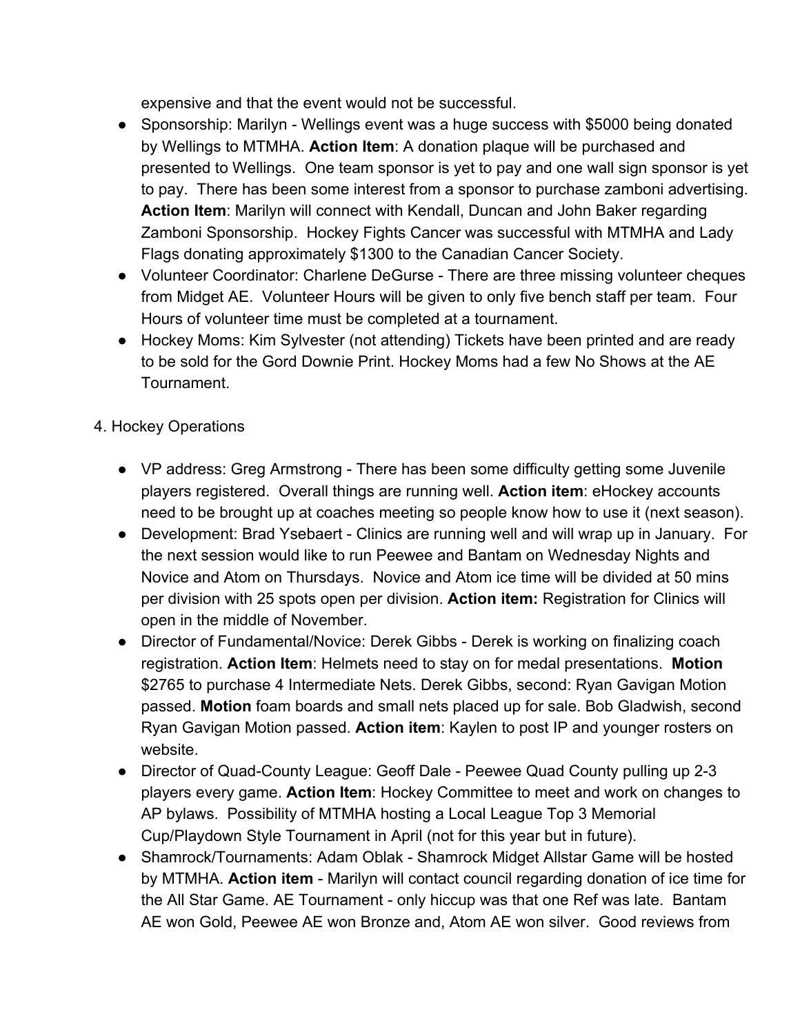expensive and that the event would not be successful.

- Sponsorship: Marilyn - Wellings event was a huge success with $5000 being donated by Wellings to MTMHA. **Action Item**: A donation plaque will be purchased and presented to Wellings. One team sponsor is yet to pay and one wall sign sponsor is yet to pay. There has been some interest from a sponsor to purchase zamboni advertising. **Action Item**: Marilyn will connect with Kendall, Duncan and John Baker regarding Zamboni Sponsorship. Hockey Fights Cancer was successful with MTMHA and Lady Flags donating approximately $1300 to the Canadian Cancer Society.
- Volunteer Coordinator: Charlene DeGurse - There are three missing volunteer cheques from Midget AE. Volunteer Hours will be given to only five bench staff per team. Four Hours of volunteer time must be completed at a tournament.
- Hockey Moms: Kim Sylvester (not attending) Tickets have been printed and are ready to be sold for the Gord Downie Print. Hockey Moms had a few No Shows at the AE Tournament.

4. Hockey Operations

- VP address: Greg Armstrong - There has been some difficulty getting some Juvenile players registered. Overall things are running well. **Action item**: eHockey accounts need to be brought up at coaches meeting so people know how to use it (next season).
- Development: Brad Ysebaert - Clinics are running well and will wrap up in January. For the next session would like to run Peewee and Bantam on Wednesday Nights and Novice and Atom on Thursdays. Novice and Atom ice time will be divided at 50 mins per division with 25 spots open per division. **Action item:** Registration for Clinics will open in the middle of November.
- Director of Fundamental/Novice: Derek Gibbs - Derek is working on finalizing coach registration. **Action Item**: Helmets need to stay on for medal presentations. **Motion** $2765 to purchase 4 Intermediate Nets. Derek Gibbs, second: Ryan Gavigan Motion passed. **Motion** foam boards and small nets placed up for sale. Bob Gladwish, second Ryan Gavigan Motion passed. **Action item**: Kaylen to post IP and younger rosters on website.
- Director of Quad-County League: Geoff Dale - Peewee Quad County pulling up 2-3 players every game. **Action Item**: Hockey Committee to meet and work on changes to AP bylaws. Possibility of MTMHA hosting a Local League Top 3 Memorial Cup/Playdown Style Tournament in April (not for this year but in future).
- Shamrock/Tournaments: Adam Oblak - Shamrock Midget Allstar Game will be hosted by MTMHA. **Action item** - Marilyn will contact council regarding donation of ice time for the All Star Game. AE Tournament - only hiccup was that one Ref was late. Bantam AE won Gold, Peewee AE won Bronze and, Atom AE won silver. Good reviews from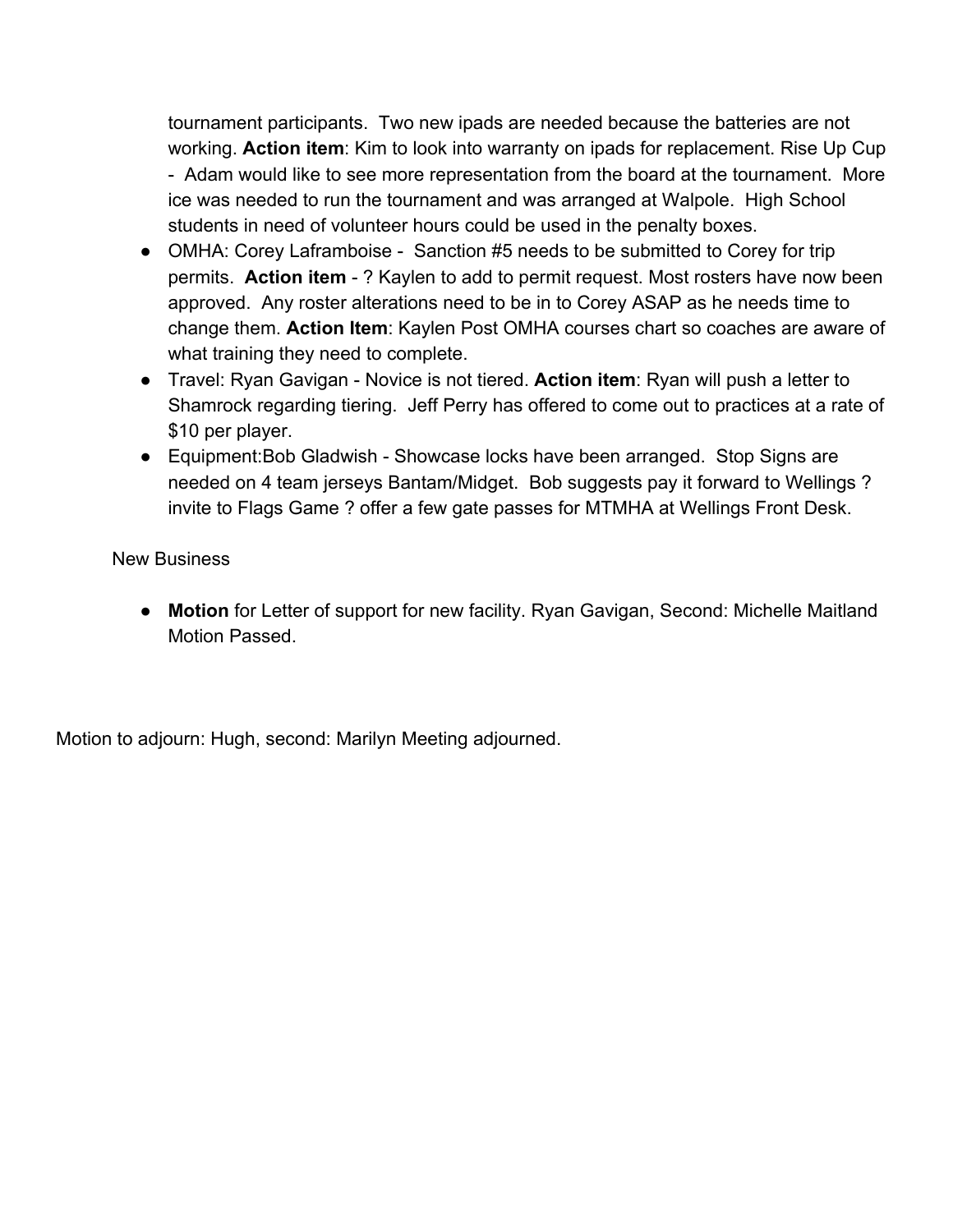tournament participants. Two new ipads are needed because the batteries are not working. **Action item**: Kim to look into warranty on ipads for replacement. Rise Up Cup - Adam would like to see more representation from the board at the tournament. More ice was needed to run the tournament and was arranged at Walpole. High School students in need of volunteer hours could be used in the penalty boxes.

- OMHA: Corey Laframboise - Sanction #5 needs to be submitted to Corey for trip permits. **Action item** - ? Kaylen to add to permit request. Most rosters have now been approved. Any roster alterations need to be in to Corey ASAP as he needs time to change them. **Action Item**: Kaylen Post OMHA courses chart so coaches are aware of what training they need to complete.
- Travel: Ryan Gavigan - Novice is not tiered. **Action item**: Ryan will push a letter to Shamrock regarding tiering. Jeff Perry has offered to come out to practices at a rate of $10 per player.
- Equipment:Bob Gladwish - Showcase locks have been arranged. Stop Signs are needed on 4 team jerseys Bantam/Midget. Bob suggests pay it forward to Wellings ? invite to Flags Game ? offer a few gate passes for MTMHA at Wellings Front Desk.

New Business

- **Motion** for Letter of support for new facility. Ryan Gavigan, Second: Michelle Maitland Motion Passed.

Motion to adjourn: Hugh, second: Marilyn Meeting adjourned.